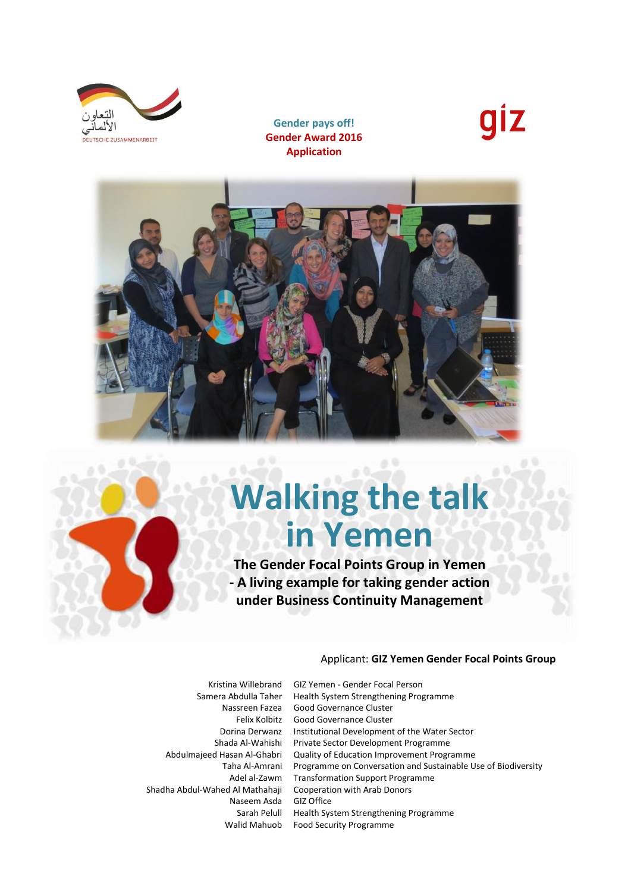التعاون الألماني

DEUTSCHE ZUSAMMENARBEIT

**Gender pays off!**
**Gender Award 2016**
**Application**

giz

# Walking the talk in Yemen

## The Gender Focal Points Group in Yemen - A living example for taking gender action under Business Continuity Management

Applicant: **GIZ Yemen Gender Focal Points Group**

| | |
|---|---|
| Kristina Willebrand | GIZ Yemen - Gender Focal Person |
| Samera Abdulla Taher | Health System Strengthening Programme |
| Nassreen Fazea | Good Governance Cluster |
| Felix Kolbitz | Good Governance Cluster |
| Dorina Derwanz | Institutional Development of the Water Sector |
| Shada Al-Wahishi | Private Sector Development Programme |
| Abdulmajeed Hasan Al-Ghabri | Quality of Education Improvement Programme |
| Taha Al-Amrani | Programme on Conversation and Sustainable Use of Biodiversity |
| Adel al-Zawm | Transformation Support Programme |
| Shadha Abdul-Wahed Al Mathahaji | Cooperation with Arab Donors |
| Naseem Asda | GIZ Office |
| Sarah Pelull | Health System Strengthening Programme |
| Walid Mahuob | Food Security Programme |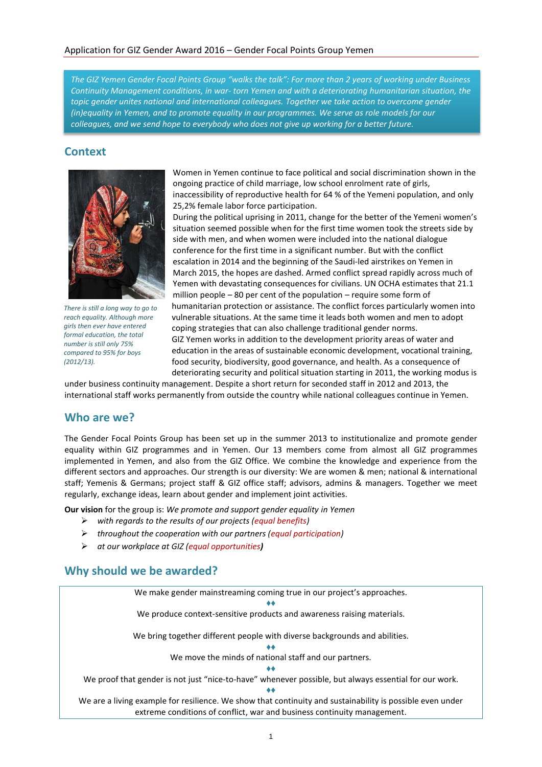*The GIZ Yemen Gender Focal Points Group "walks the talk": For more than 2 years of working under Business Continuity Management conditions, in war- torn Yemen and with a deteriorating humanitarian situation, the topic gender unites national and international colleagues. Together we take action to overcome gender (in)equality in Yemen, and to promote equality in our programmes. We serve as role models for our colleagues, and we send hope to everybody who does not give up working for a better future.*

## Context

*There is still a long way to go to reach equality. Although more girls then ever have entered formal education, the total number is still only 75% compared to 95% for boys (2012/13).*

Women in Yemen continue to face political and social discrimination shown in the ongoing practice of child marriage, low school enrolment rate of girls, inaccessibility of reproductive health for 64 % of the Yemeni population, and only 25,2% female labor force participation.

During the political uprising in 2011, change for the better of the Yemeni women's situation seemed possible when for the first time women took the streets side by side with men, and when women were included into the national dialogue conference for the first time in a significant number. But with the conflict escalation in 2014 and the beginning of the Saudi-led airstrikes on Yemen in March 2015, the hopes are dashed. Armed conflict spread rapidly across much of Yemen with devastating consequences for civilians. UN OCHA estimates that 21.1 million people – 80 per cent of the population – require some form of humanitarian protection or assistance. The conflict forces particularly women into vulnerable situations. At the same time it leads both women and men to adopt coping strategies that can also challenge traditional gender norms.

GIZ Yemen works in addition to the development priority areas of water and education in the areas of sustainable economic development, vocational training, food security, biodiversity, good governance, and health. As a consequence of deteriorating security and political situation starting in 2011, the working modus is under business continuity management. Despite a short return for seconded staff in 2012 and 2013, the international staff works permanently from outside the country while national colleagues continue in Yemen.

## Who are we?

The Gender Focal Points Group has been set up in the summer 2013 to institutionalize and promote gender equality within GIZ programmes and in Yemen. Our 13 members come from almost all GIZ programmes implemented in Yemen, and also from the GIZ Office. We combine the knowledge and experience from the different sectors and approaches. Our strength is our diversity: We are women & men; national & international staff; Yemenis & Germans; project staff & GIZ office staff; advisors, admins & managers. Together we meet regularly, exchange ideas, learn about gender and implement joint activities.

**Our vision** for the group is: *We promote and support gender equality in Yemen*

- *with regards to the results of our projects (equal benefits)*
- *throughout the cooperation with our partners (equal participation)*
- *at our workplace at GIZ (equal opportunities)*

## Why should we be awarded?

We make gender mainstreaming coming true in our project's approaches.

♦♦

We produce context-sensitive products and awareness raising materials.

We bring together different people with diverse backgrounds and abilities.

♦♦

We move the minds of national staff and our partners.

♦♦

We proof that gender is not just "nice-to-have" whenever possible, but always essential for our work.

♦♦

We are a living example for resilience. We show that continuity and sustainability is possible even under extreme conditions of conflict, war and business continuity management.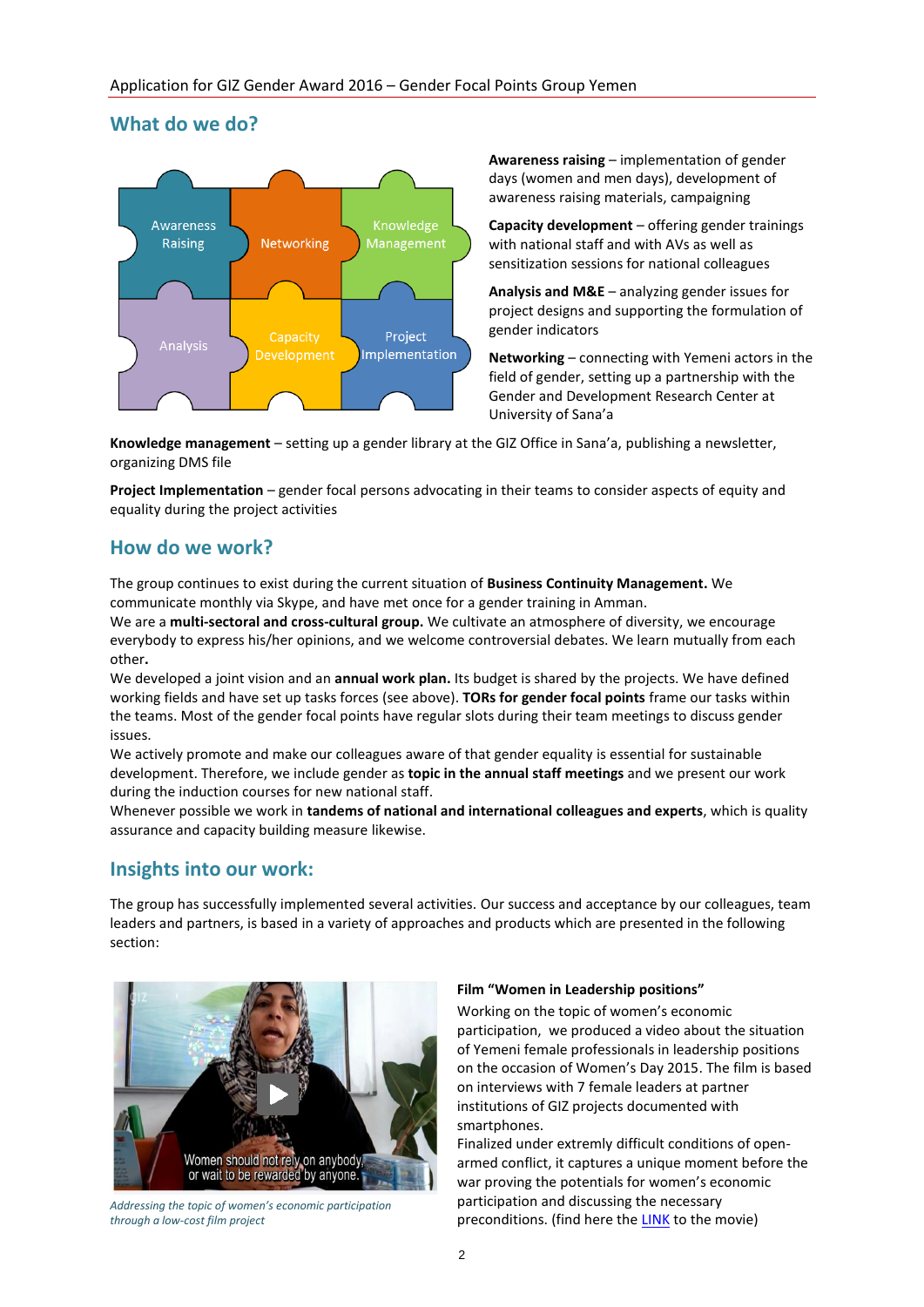## What do we do?

**Awareness raising** – implementation of gender days (women and men days), development of awareness raising materials, campaigning

**Capacity development** – offering gender trainings with national staff and with AVs as well as sensitization sessions for national colleagues

**Analysis and M&E** – analyzing gender issues for project designs and supporting the formulation of gender indicators

**Networking** – connecting with Yemeni actors in the field of gender, setting up a partnership with the Gender and Development Research Center at University of Sana'a

**Knowledge management** – setting up a gender library at the GIZ Office in Sana'a, publishing a newsletter, organizing DMS file

**Project Implementation** – gender focal persons advocating in their teams to consider aspects of equity and equality during the project activities

## How do we work?

The group continues to exist during the current situation of **Business Continuity Management.** We communicate monthly via Skype, and have met once for a gender training in Amman.

We are a **multi-sectoral and cross-cultural group.** We cultivate an atmosphere of diversity, we encourage everybody to express his/her opinions, and we welcome controversial debates. We learn mutually from each other**.**

We developed a joint vision and an **annual work plan.** Its budget is shared by the projects. We have defined working fields and have set up tasks forces (see above). **TORs for gender focal points** frame our tasks within the teams. Most of the gender focal points have regular slots during their team meetings to discuss gender issues.

We actively promote and make our colleagues aware of that gender equality is essential for sustainable development. Therefore, we include gender as **topic in the annual staff meetings** and we present our work during the induction courses for new national staff.

Whenever possible we work in **tandems of national and international colleagues and experts**, which is quality assurance and capacity building measure likewise.

## Insights into our work:

The group has successfully implemented several activities. Our success and acceptance by our colleagues, team leaders and partners, is based in a variety of approaches and products which are presented in the following section:

*Addressing the topic of women's economic participation through a low-cost film project*

**Film "Women in Leadership positions"**

Working on the topic of women's economic participation, we produced a video about the situation of Yemeni female professionals in leadership positions on the occasion of Women's Day 2015. The film is based on interviews with 7 female leaders at partner institutions of GIZ projects documented with smartphones.

Finalized under extremly difficult conditions of open-armed conflict, it captures a unique moment before the war proving the potentials for women's economic participation and discussing the necessary preconditions. (find here the LINK to the movie)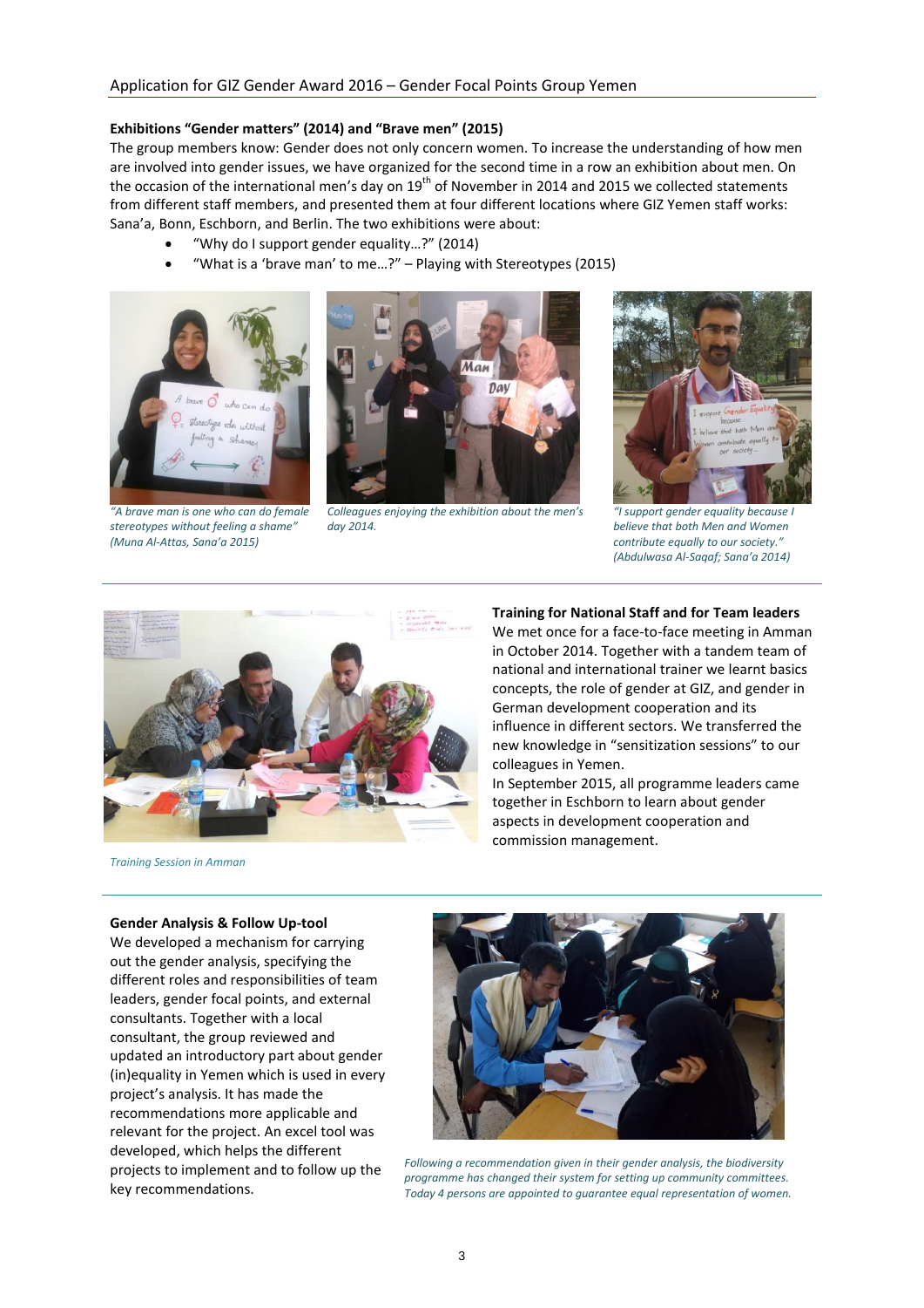### Exhibitions "Gender matters" (2014) and "Brave men" (2015)

The group members know: Gender does not only concern women. To increase the understanding of how men are involved into gender issues, we have organized for the second time in a row an exhibition about men. On the occasion of the international men's day on 19th of November in 2014 and 2015 we collected statements from different staff members, and presented them at four different locations where GIZ Yemen staff works: Sana'a, Bonn, Eschborn, and Berlin. The two exhibitions were about:

- "Why do I support gender equality…?" (2014)
- "What is a 'brave man' to me…?" – Playing with Stereotypes (2015)

*"A brave man is one who can do female stereotypes without feeling a shame" (Muna Al-Attas, Sana'a 2015)*

*Colleagues enjoying the exhibition about the men's day 2014.*

*"I support gender equality because I believe that both Men and Women contribute equally to our society." (Abdulwasa Al-Saqaf; Sana'a 2014)*

*Training Session in Amman*

### Training for National Staff and for Team leaders

We met once for a face-to-face meeting in Amman in October 2014. Together with a tandem team of national and international trainer we learnt basics concepts, the role of gender at GIZ, and gender in German development cooperation and its influence in different sectors. We transferred the new knowledge in "sensitization sessions" to our colleagues in Yemen.

In September 2015, all programme leaders came together in Eschborn to learn about gender aspects in development cooperation and commission management.

### Gender Analysis & Follow Up-tool

We developed a mechanism for carrying out the gender analysis, specifying the different roles and responsibilities of team leaders, gender focal points, and external consultants. Together with a local consultant, the group reviewed and updated an introductory part about gender (in)equality in Yemen which is used in every project's analysis. It has made the recommendations more applicable and relevant for the project. An excel tool was developed, which helps the different projects to implement and to follow up the key recommendations.

*Following a recommendation given in their gender analysis, the biodiversity programme has changed their system for setting up community committees. Today 4 persons are appointed to guarantee equal representation of women.*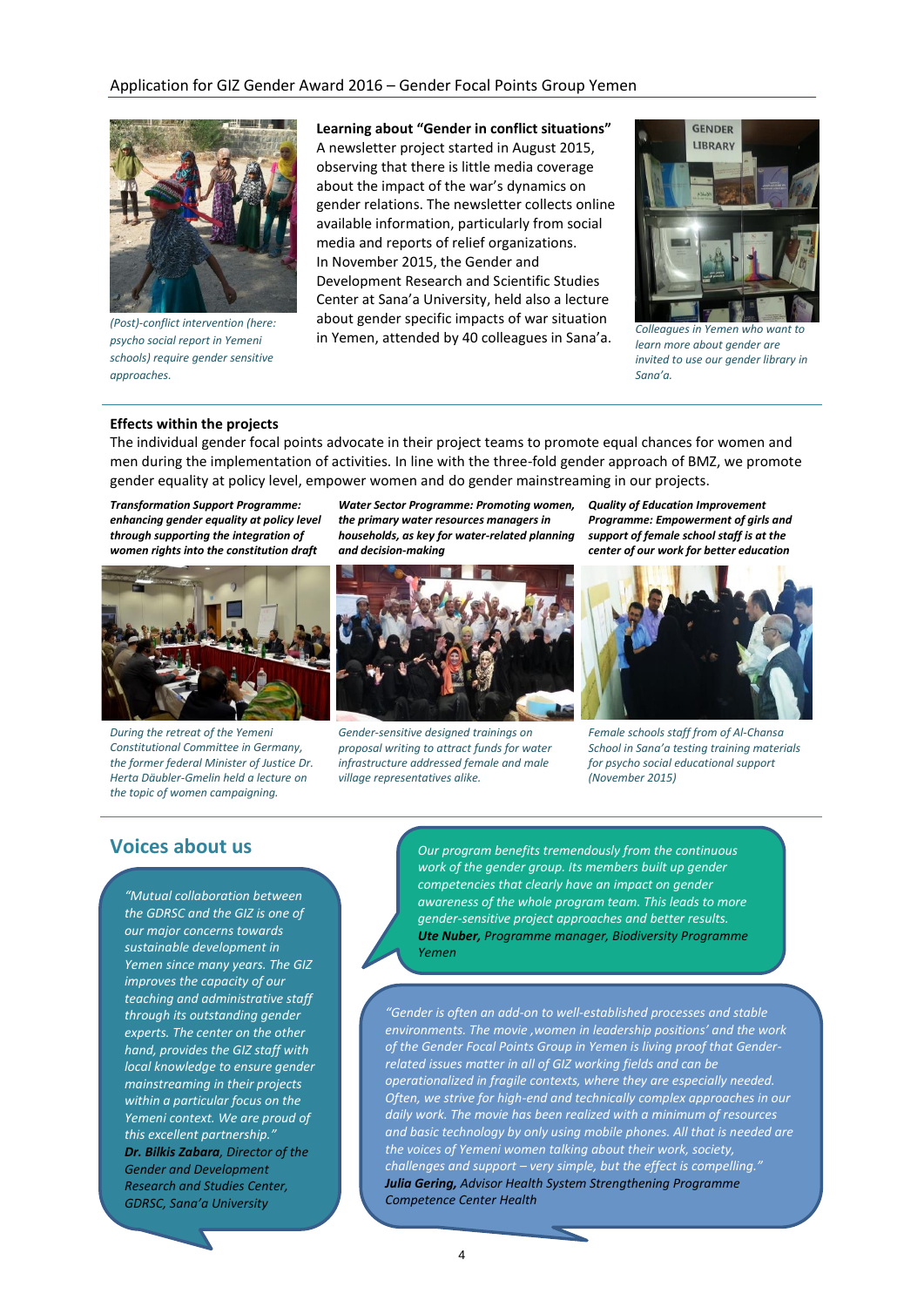*(Post)-conflict intervention (here: psycho social report in Yemeni schools) require gender sensitive approaches.*

**Learning about "Gender in conflict situations"**
A newsletter project started in August 2015, observing that there is little media coverage about the impact of the war's dynamics on gender relations. The newsletter collects online available information, particularly from social media and reports of relief organizations.
In November 2015, the Gender and Development Research and Scientific Studies Center at Sana'a University, held also a lecture about gender specific impacts of war situation in Yemen, attended by 40 colleagues in Sana'a.

*Colleagues in Yemen who want to learn more about gender are invited to use our gender library in Sana'a.*

**Effects within the projects**

The individual gender focal points advocate in their project teams to promote equal chances for women and men during the implementation of activities. In line with the three-fold gender approach of BMZ, we promote gender equality at policy level, empower women and do gender mainstreaming in our projects.

***Transformation Support Programme: enhancing gender equality at policy level through supporting the integration of women rights into the constitution draft***

*During the retreat of the Yemeni Constitutional Committee in Germany, the former federal Minister of Justice Dr. Herta Däubler-Gmelin held a lecture on the topic of women campaigning.*

***Water Sector Programme: Promoting women, the primary water resources managers in households, as key for water-related planning and decision-making***

*Gender-sensitive designed trainings on proposal writing to attract funds for water infrastructure addressed female and male village representatives alike.*

***Quality of Education Improvement Programme: Empowerment of girls and support of female school staff is at the center of our work for better education***

*Female schools staff from of Al-Chansa School in Sana'a testing training materials for psycho social educational support (November 2015)*

## Voices about us

*"Mutual collaboration between the GDRSC and the GIZ is one of our major concerns towards sustainable development in Yemen since many years. The GIZ improves the capacity of our teaching and administrative staff through its outstanding gender experts. The center on the other hand, provides the GIZ staff with local knowledge to ensure gender mainstreaming in their projects within a particular focus on the Yemeni context. We are proud of this excellent partnership."*
***Dr. Bilkis Zabara**, Director of the Gender and Development Research and Studies Center, GDRSC, Sana'a University*

*Our program benefits tremendously from the continuous work of the gender group. Its members built up gender competencies that clearly have an impact on gender awareness of the whole program team. This leads to more gender-sensitive project approaches and better results.*
***Ute Nuber**, Programme manager, Biodiversity Programme Yemen*

*"Gender is often an add-on to well-established processes and stable environments. The movie ‚women in leadership positions' and the work of the Gender Focal Points Group in Yemen is living proof that Gender-related issues matter in all of GIZ working fields and can be operationalized in fragile contexts, where they are especially needed. Often, we strive for high-end and technically complex approaches in our daily work. The movie has been realized with a minimum of resources and basic technology by only using mobile phones. All that is needed are the voices of Yemeni women talking about their work, society, challenges and support – very simple, but the effect is compelling."*
***Julia Gering,** Advisor Health System Strengthening Programme Competence Center Health*